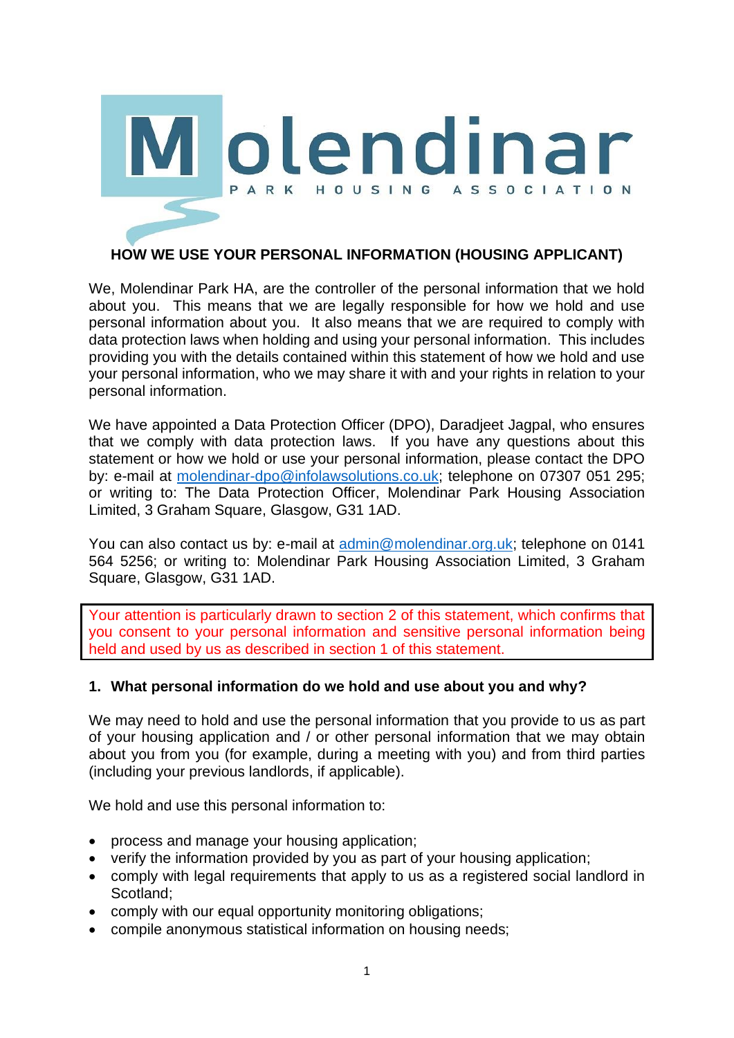Molendinar

PARK HOUSING ASSOCIATION

## HOW WE USE YOUR PERSONAL INFORMATION (HOUSING APPLICANT)

We, Molendinar Park HA, are the controller of the personal information that we hold about you. This means that we are legally responsible for how we hold and use personal information about you. It also means that we are required to comply with data protection laws when holding and using your personal information. This includes providing you with the details contained within this statement of how we hold and use your personal information, who we may share it with and your rights in relation to your personal information.

We have appointed a Data Protection Officer (DPO), Daradjeet Jagpal, who ensures that we comply with data protection laws. If you have any questions about this statement or how we hold or use your personal information, please contact the DPO by: e-mail at molendinar-dpo@infolawsolutions.co.uk; telephone on 07307 051 295; or writing to: The Data Protection Officer, Molendinar Park Housing Association Limited, 3 Graham Square, Glasgow, G31 1AD.

You can also contact us by: e-mail at admin@molendinar.org.uk; telephone on 0141 564 5256; or writing to: Molendinar Park Housing Association Limited, 3 Graham Square, Glasgow, G31 1AD.

Your attention is particularly drawn to section 2 of this statement, which confirms that you consent to your personal information and sensitive personal information being held and used by us as described in section 1 of this statement.

### 1. What personal information do we hold and use about you and why?

We may need to hold and use the personal information that you provide to us as part of your housing application and / or other personal information that we may obtain about you from you (for example, during a meeting with you) and from third parties (including your previous landlords, if applicable).

We hold and use this personal information to:

- process and manage your housing application;
- verify the information provided by you as part of your housing application;
- comply with legal requirements that apply to us as a registered social landlord in Scotland;
- comply with our equal opportunity monitoring obligations;
- compile anonymous statistical information on housing needs;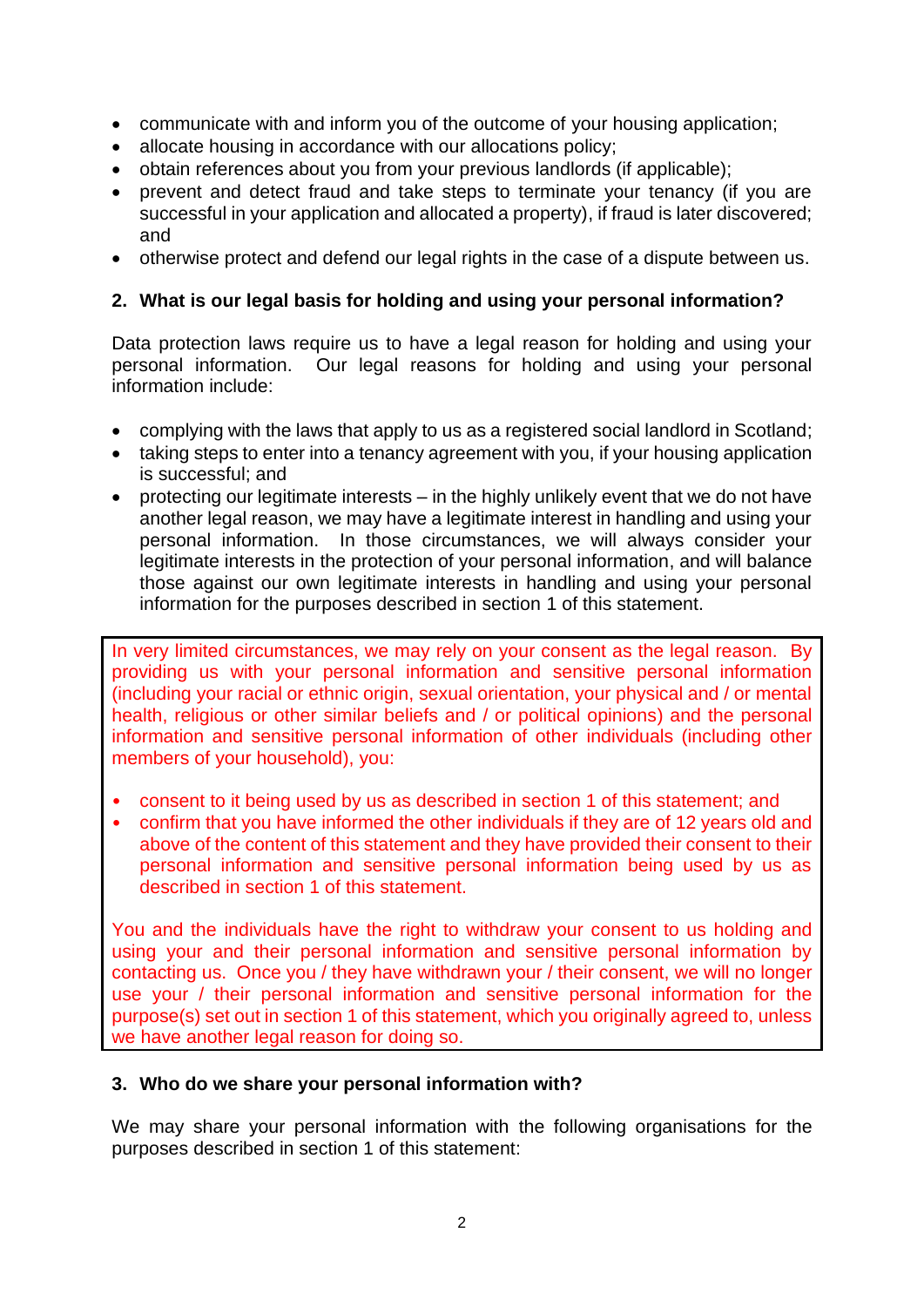- communicate with and inform you of the outcome of your housing application;
- allocate housing in accordance with our allocations policy;
- obtain references about you from your previous landlords (if applicable);
- prevent and detect fraud and take steps to terminate your tenancy (if you are successful in your application and allocated a property), if fraud is later discovered; and
- otherwise protect and defend our legal rights in the case of a dispute between us.

## 2. What is our legal basis for holding and using your personal information?

Data protection laws require us to have a legal reason for holding and using your personal information. Our legal reasons for holding and using your personal information include:

- complying with the laws that apply to us as a registered social landlord in Scotland;
- taking steps to enter into a tenancy agreement with you, if your housing application is successful; and
- protecting our legitimate interests – in the highly unlikely event that we do not have another legal reason, we may have a legitimate interest in handling and using your personal information. In those circumstances, we will always consider your legitimate interests in the protection of your personal information, and will balance those against our own legitimate interests in handling and using your personal information for the purposes described in section 1 of this statement.

In very limited circumstances, we may rely on your consent as the legal reason. By providing us with your personal information and sensitive personal information (including your racial or ethnic origin, sexual orientation, your physical and / or mental health, religious or other similar beliefs and / or political opinions) and the personal information and sensitive personal information of other individuals (including other members of your household), you:

- consent to it being used by us as described in section 1 of this statement; and
- confirm that you have informed the other individuals if they are of 12 years old and above of the content of this statement and they have provided their consent to their personal information and sensitive personal information being used by us as described in section 1 of this statement.

You and the individuals have the right to withdraw your consent to us holding and using your and their personal information and sensitive personal information by contacting us. Once you / they have withdrawn your / their consent, we will no longer use your / their personal information and sensitive personal information for the purpose(s) set out in section 1 of this statement, which you originally agreed to, unless we have another legal reason for doing so.

## 3. Who do we share your personal information with?

We may share your personal information with the following organisations for the purposes described in section 1 of this statement: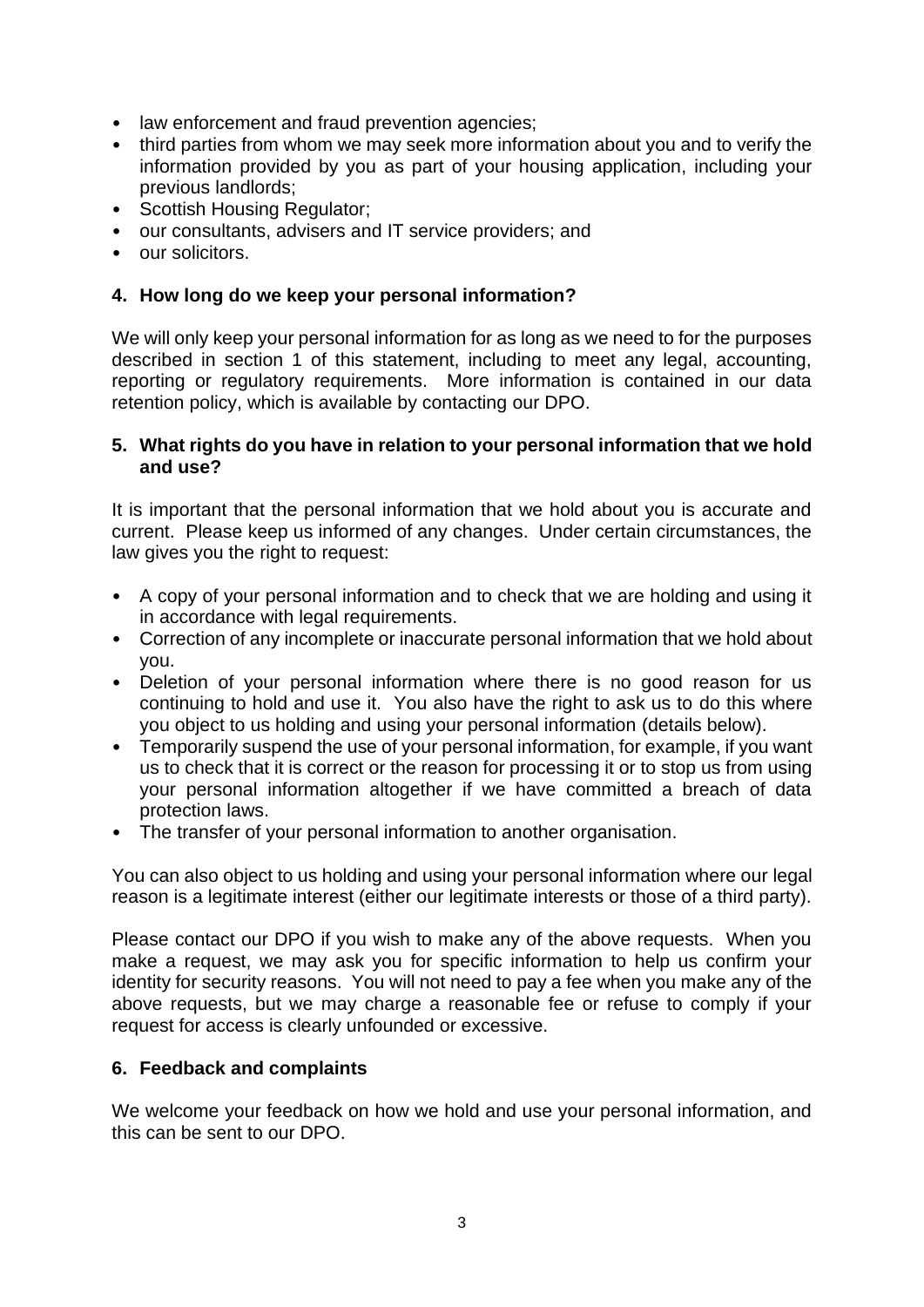- law enforcement and fraud prevention agencies;
- third parties from whom we may seek more information about you and to verify the information provided by you as part of your housing application, including your previous landlords;
- Scottish Housing Regulator;
- our consultants, advisers and IT service providers; and
- our solicitors.

## 4. How long do we keep your personal information?

We will only keep your personal information for as long as we need to for the purposes described in section 1 of this statement, including to meet any legal, accounting, reporting or regulatory requirements. More information is contained in our data retention policy, which is available by contacting our DPO.

## 5. What rights do you have in relation to your personal information that we hold and use?

It is important that the personal information that we hold about you is accurate and current. Please keep us informed of any changes. Under certain circumstances, the law gives you the right to request:

- A copy of your personal information and to check that we are holding and using it in accordance with legal requirements.
- Correction of any incomplete or inaccurate personal information that we hold about you.
- Deletion of your personal information where there is no good reason for us continuing to hold and use it. You also have the right to ask us to do this where you object to us holding and using your personal information (details below).
- Temporarily suspend the use of your personal information, for example, if you want us to check that it is correct or the reason for processing it or to stop us from using your personal information altogether if we have committed a breach of data protection laws.
- The transfer of your personal information to another organisation.

You can also object to us holding and using your personal information where our legal reason is a legitimate interest (either our legitimate interests or those of a third party).

Please contact our DPO if you wish to make any of the above requests. When you make a request, we may ask you for specific information to help us confirm your identity for security reasons. You will not need to pay a fee when you make any of the above requests, but we may charge a reasonable fee or refuse to comply if your request for access is clearly unfounded or excessive.

## 6. Feedback and complaints

We welcome your feedback on how we hold and use your personal information, and this can be sent to our DPO.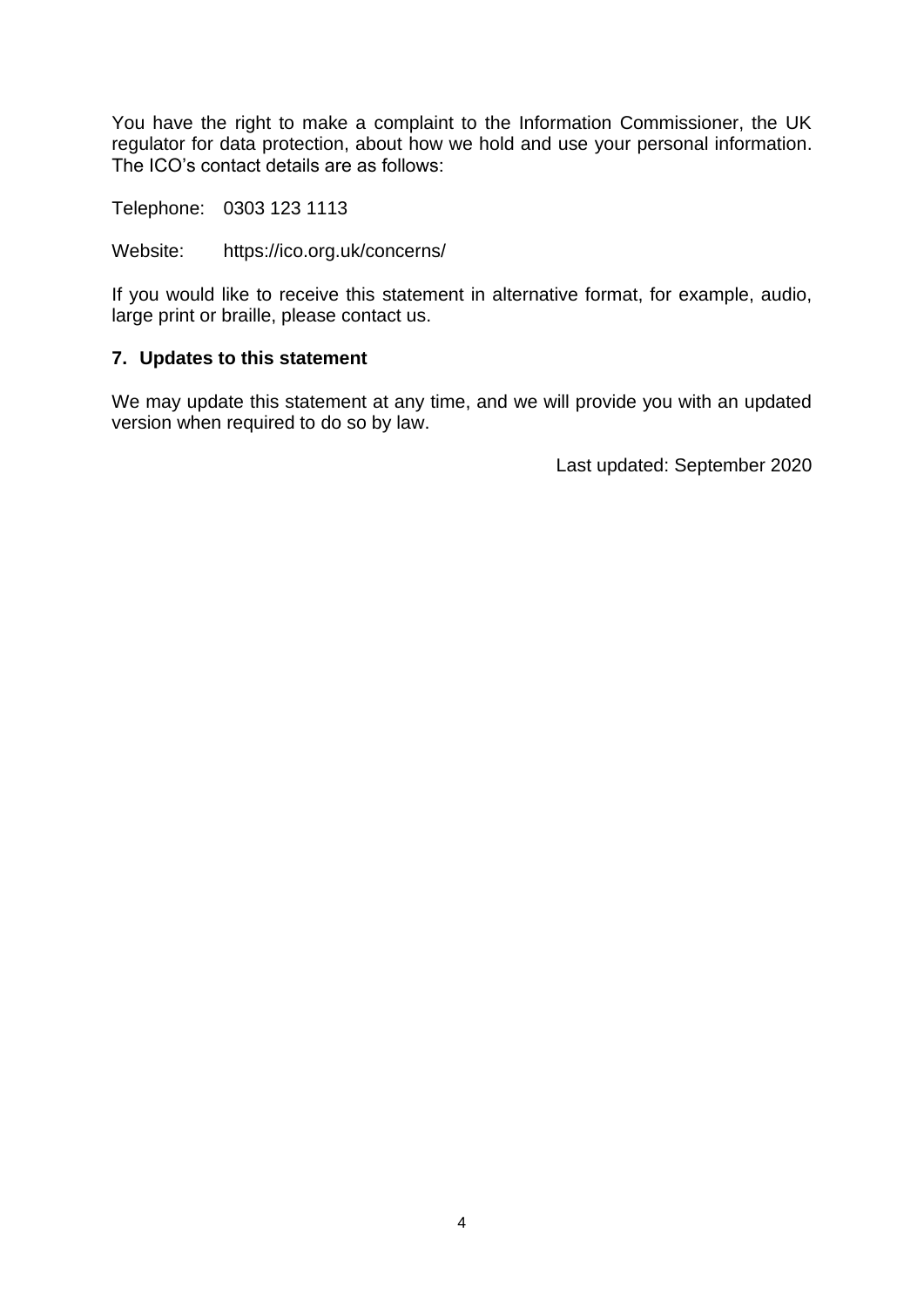You have the right to make a complaint to the Information Commissioner, the UK regulator for data protection, about how we hold and use your personal information. The ICO's contact details are as follows:

Telephone: 0303 123 1113

Website: https://ico.org.uk/concerns/

If you would like to receive this statement in alternative format, for example, audio, large print or braille, please contact us.

## 7. Updates to this statement

We may update this statement at any time, and we will provide you with an updated version when required to do so by law.

Last updated: September 2020